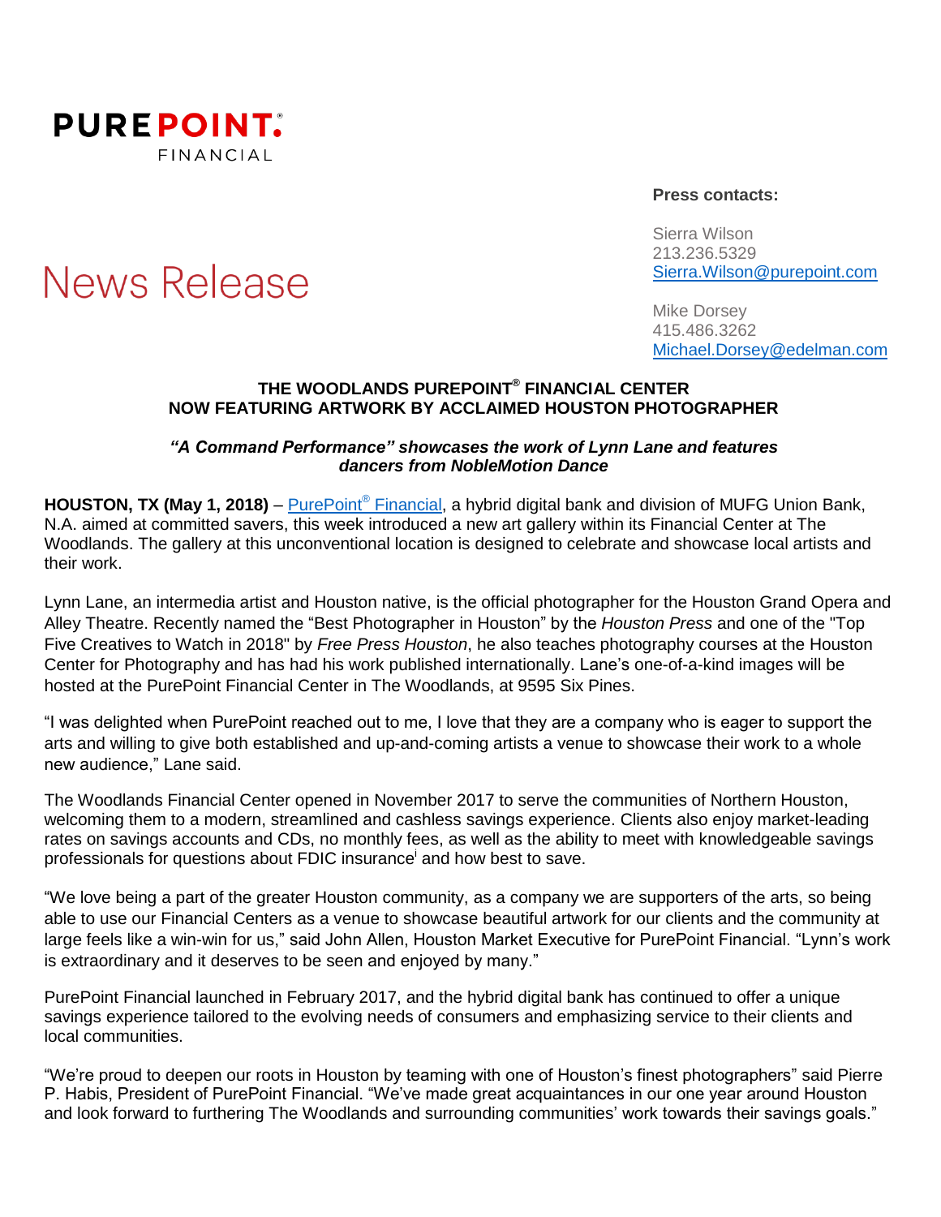**PUREPOINT.**®
FINANCIAL

# News Release

**Press contacts:**

Sierra Wilson
213.236.5329
Sierra.Wilson@purepoint.com

Mike Dorsey
415.486.3262
Michael.Dorsey@edelman.com

## THE WOODLANDS PUREPOINT® FINANCIAL CENTER NOW FEATURING ARTWORK BY ACCLAIMED HOUSTON PHOTOGRAPHER

***"A Command Performance" showcases the work of Lynn Lane and features dancers from NobleMotion Dance***

**HOUSTON, TX (May 1, 2018)** – PurePoint® Financial, a hybrid digital bank and division of MUFG Union Bank, N.A. aimed at committed savers, this week introduced a new art gallery within its Financial Center at The Woodlands. The gallery at this unconventional location is designed to celebrate and showcase local artists and their work.

Lynn Lane, an intermedia artist and Houston native, is the official photographer for the Houston Grand Opera and Alley Theatre. Recently named the "Best Photographer in Houston" by the *Houston Press* and one of the "Top Five Creatives to Watch in 2018" by *Free Press Houston*, he also teaches photography courses at the Houston Center for Photography and has had his work published internationally. Lane's one-of-a-kind images will be hosted at the PurePoint Financial Center in The Woodlands, at 9595 Six Pines.

"I was delighted when PurePoint reached out to me, I love that they are a company who is eager to support the arts and willing to give both established and up-and-coming artists a venue to showcase their work to a whole new audience," Lane said.

The Woodlands Financial Center opened in November 2017 to serve the communities of Northern Houston, welcoming them to a modern, streamlined and cashless savings experience. Clients also enjoy market-leading rates on savings accounts and CDs, no monthly fees, as well as the ability to meet with knowledgeable savings professionals for questions about FDIC insurance[i] and how best to save.

"We love being a part of the greater Houston community, as a company we are supporters of the arts, so being able to use our Financial Centers as a venue to showcase beautiful artwork for our clients and the community at large feels like a win-win for us," said John Allen, Houston Market Executive for PurePoint Financial. "Lynn's work is extraordinary and it deserves to be seen and enjoyed by many."

PurePoint Financial launched in February 2017, and the hybrid digital bank has continued to offer a unique savings experience tailored to the evolving needs of consumers and emphasizing service to their clients and local communities.

"We're proud to deepen our roots in Houston by teaming with one of Houston's finest photographers" said Pierre P. Habis, President of PurePoint Financial. "We've made great acquaintances in our one year around Houston and look forward to furthering The Woodlands and surrounding communities' work towards their savings goals."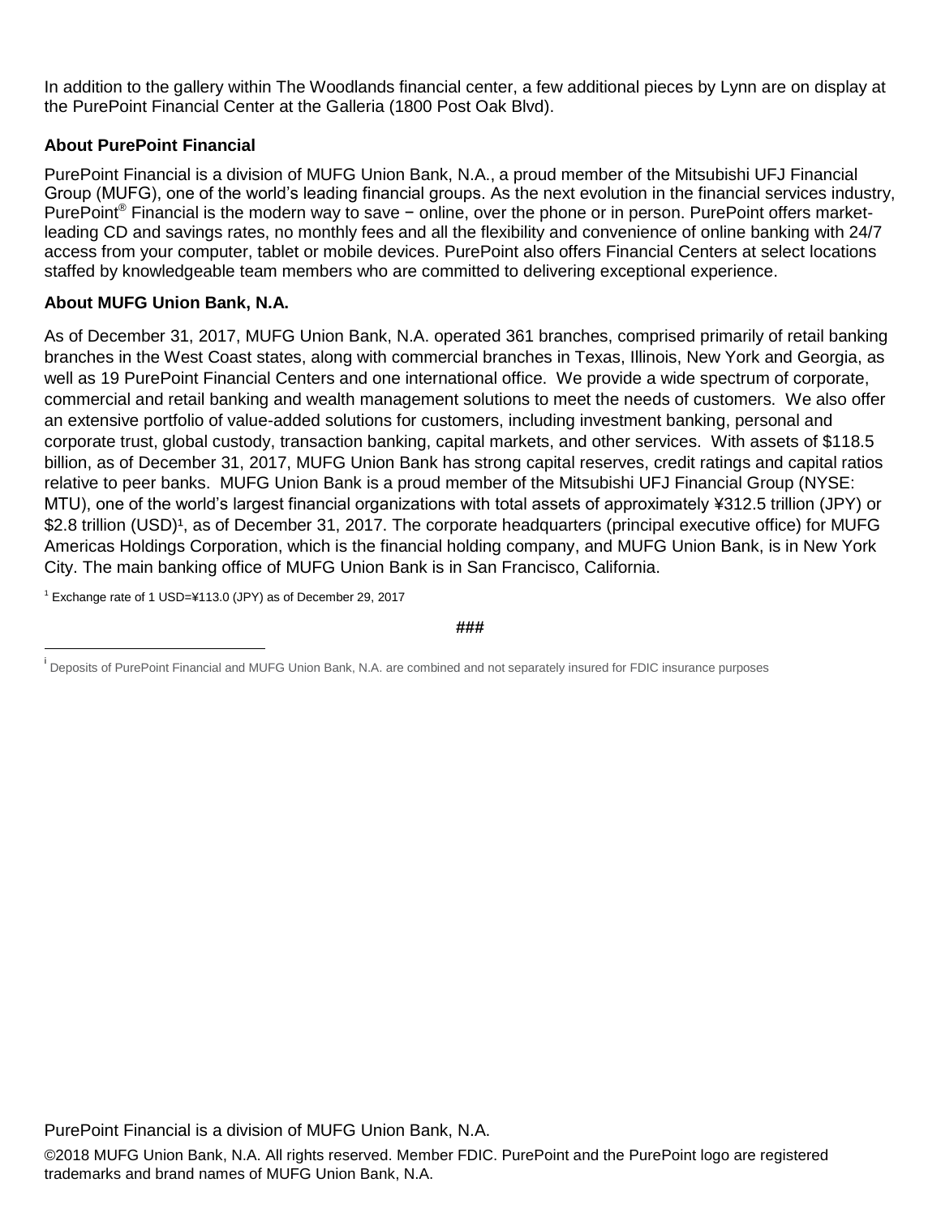In addition to the gallery within The Woodlands financial center, a few additional pieces by Lynn are on display at the PurePoint Financial Center at the Galleria (1800 Post Oak Blvd).

**About PurePoint Financial**

PurePoint Financial is a division of MUFG Union Bank, N.A., a proud member of the Mitsubishi UFJ Financial Group (MUFG), one of the world's leading financial groups. As the next evolution in the financial services industry, PurePoint® Financial is the modern way to save − online, over the phone or in person. PurePoint offers market-leading CD and savings rates, no monthly fees and all the flexibility and convenience of online banking with 24/7 access from your computer, tablet or mobile devices. PurePoint also offers Financial Centers at select locations staffed by knowledgeable team members who are committed to delivering exceptional experience.

**About MUFG Union Bank, N.A.**

As of December 31, 2017, MUFG Union Bank, N.A. operated 361 branches, comprised primarily of retail banking branches in the West Coast states, along with commercial branches in Texas, Illinois, New York and Georgia, as well as 19 PurePoint Financial Centers and one international office. We provide a wide spectrum of corporate, commercial and retail banking and wealth management solutions to meet the needs of customers. We also offer an extensive portfolio of value-added solutions for customers, including investment banking, personal and corporate trust, global custody, transaction banking, capital markets, and other services. With assets of $118.5 billion, as of December 31, 2017, MUFG Union Bank has strong capital reserves, credit ratings and capital ratios relative to peer banks. MUFG Union Bank is a proud member of the Mitsubishi UFJ Financial Group (NYSE: MTU), one of the world's largest financial organizations with total assets of approximately ¥312.5 trillion (JPY) or $2.8 trillion (USD)[1], as of December 31, 2017. The corporate headquarters (principal executive office) for MUFG Americas Holdings Corporation, which is the financial holding company, and MUFG Union Bank, is in New York City. The main banking office of MUFG Union Bank is in San Francisco, California.

[1] Exchange rate of 1 USD=¥113.0 (JPY) as of December 29, 2017

###

[i] Deposits of PurePoint Financial and MUFG Union Bank, N.A. are combined and not separately insured for FDIC insurance purposes

PurePoint Financial is a division of MUFG Union Bank, N.A.

©2018 MUFG Union Bank, N.A. All rights reserved. Member FDIC. PurePoint and the PurePoint logo are registered trademarks and brand names of MUFG Union Bank, N.A.